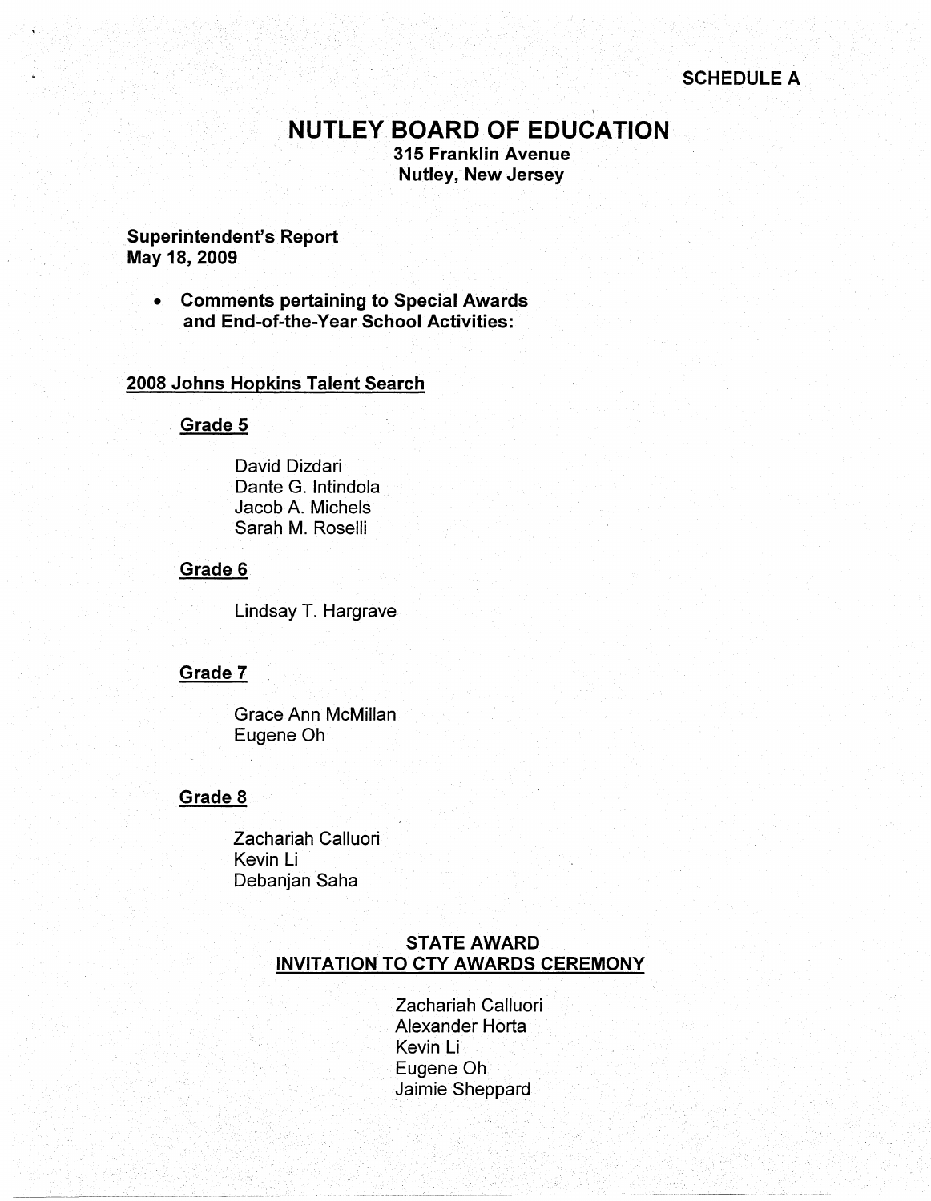SCHEDULE A

# NUTLEY BOARD OF EDUCATION

**315 Franklin Avenue**
**Nutley, New Jersey**

**Superintendent's Report**
**May 18, 2009**

- **Comments pertaining to Special Awards and End-of-the-Year School Activities:**

## 2008 Johns Hopkins Talent Search

### Grade 5

David Dizdari
Dante G. Intindola
Jacob A. Michels
Sarah M. Roselli

### Grade 6

Lindsay T. Hargrave

### Grade 7

Grace Ann McMillan
Eugene Oh

### Grade 8

Zachariah Calluori
Kevin Li
Debanjan Saha

## STATE AWARD
## INVITATION TO CTY AWARDS CEREMONY

Zachariah Calluori
Alexander Horta
Kevin Li
Eugene Oh
Jaimie Sheppard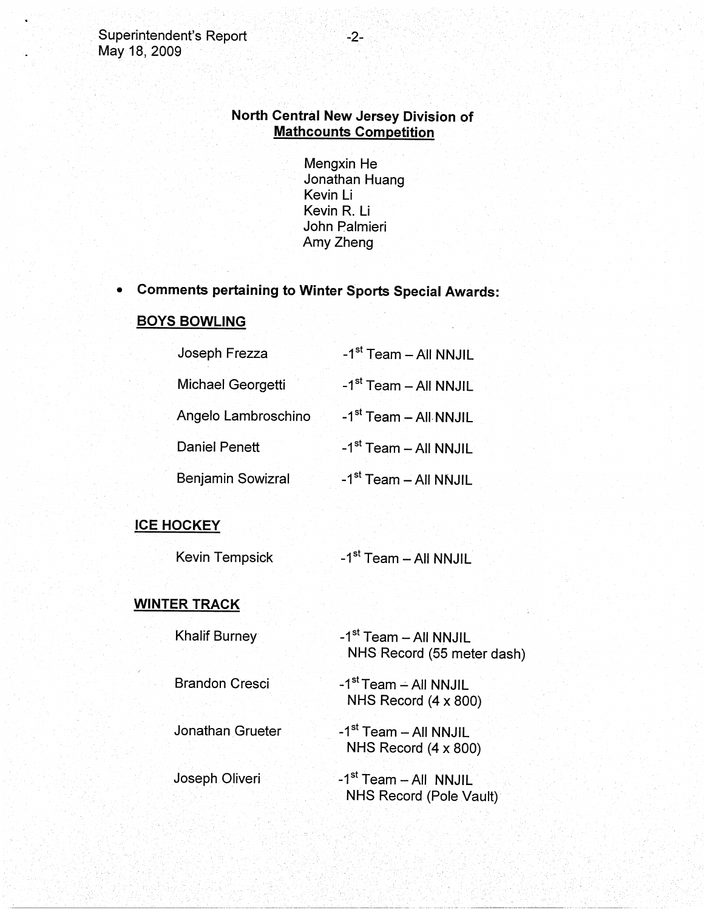**North Central New Jersey Division of**
**Mathcounts Competition**

Mengxin He
Jonathan Huang
Kevin Li
Kevin R. Li
John Palmieri
Amy Zheng

- **Comments pertaining to Winter Sports Special Awards:**

**BOYS BOWLING**

| | |
|---|---|
| Joseph Frezza | -1st Team – All NNJIL |
| Michael Georgetti | -1st Team – All NNJIL |
| Angelo Lambroschino | -1st Team – All NNJIL |
| Daniel Penett | -1st Team – All NNJIL |
| Benjamin Sowizral | -1st Team – All NNJIL |

**ICE HOCKEY**

| | |
|---|---|
| Kevin Tempsick | -1st Team – All NNJIL |

**WINTER TRACK**

| | |
|---|---|
| Khalif Burney | -1st Team – All NNJIL<br>NHS Record (55 meter dash) |
| Brandon Cresci | -1st Team – All NNJIL<br>NHS Record (4 x 800) |
| Jonathan Grueter | -1st Team – All NNJIL<br>NHS Record (4 x 800) |
| Joseph Oliveri | -1st Team – All NNJIL<br>NHS Record (Pole Vault) |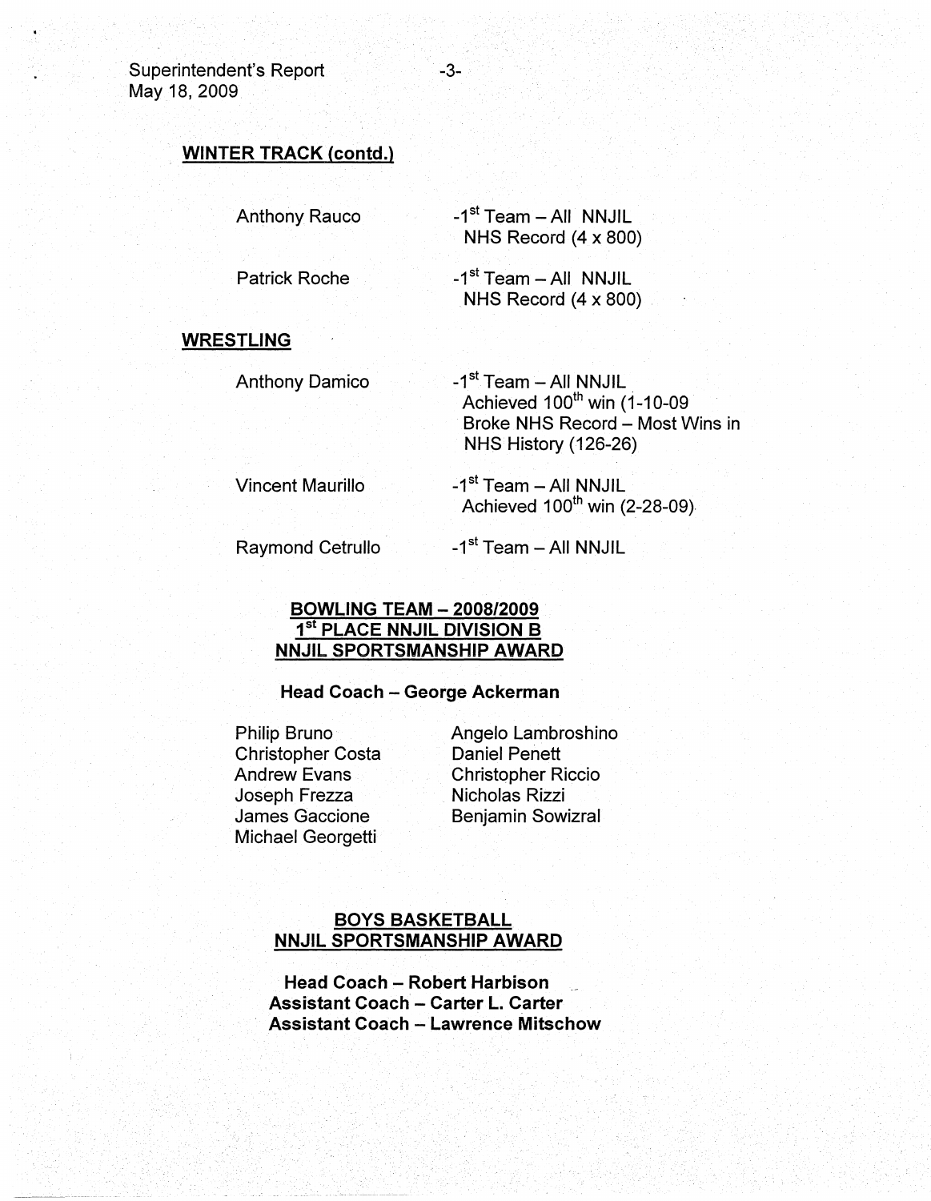**WINTER TRACK (contd.)**

| | |
|---|---|
| Anthony Rauco | -1st Team – All NNJIL<br>NHS Record (4 x 800) |
| Patrick Roche | -1st Team – All NNJIL<br>NHS Record (4 x 800) |

**WRESTLING**

| | |
|---|---|
| Anthony Damico | -1st Team – All NNJIL<br>Achieved 100th win (1-10-09<br>Broke NHS Record – Most Wins in NHS History (126-26) |
| Vincent Maurillo | -1st Team – All NNJIL<br>Achieved 100th win (2-28-09) |
| Raymond Cetrullo | -1st Team – All NNJIL |

**BOWLING TEAM – 2008/2009**
**1st PLACE NNJIL DIVISION B**
**NNJIL SPORTSMANSHIP AWARD**

**Head Coach – George Ackerman**

Philip Bruno
Christopher Costa
Andrew Evans
Joseph Frezza
James Gaccione
Michael Georgetti
Angelo Lambroshino
Daniel Penett
Christopher Riccio
Nicholas Rizzi
Benjamin Sowizral

**BOYS BASKETBALL**
**NNJIL SPORTSMANSHIP AWARD**

**Head Coach – Robert Harbison**
**Assistant Coach – Carter L. Carter**
**Assistant Coach – Lawrence Mitschow**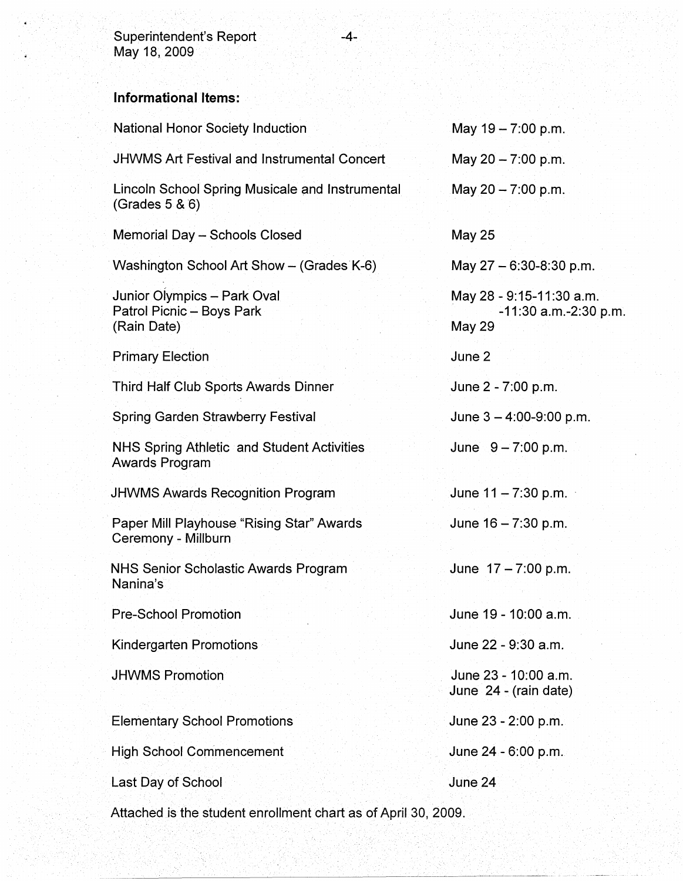**Informational Items:**

| | |
|---|---|
| National Honor Society Induction | May 19 – 7:00 p.m. |
| JHWMS Art Festival and Instrumental Concert | May 20 – 7:00 p.m. |
| Lincoln School Spring Musicale and Instrumental (Grades 5 & 6) | May 20 – 7:00 p.m. |
| Memorial Day – Schools Closed | May 25 |
| Washington School Art Show – (Grades K-6) | May 27 – 6:30-8:30 p.m. |
| Junior Olympics – Park Oval | May 28 - 9:15-11:30 a.m. |
| Patrol Picnic – Boys Park | -11:30 a.m.-2:30 p.m. |
| (Rain Date) | May 29 |
| Primary Election | June 2 |
| Third Half Club Sports Awards Dinner | June 2 - 7:00 p.m. |
| Spring Garden Strawberry Festival | June 3 – 4:00-9:00 p.m. |
| NHS Spring Athletic and Student Activities Awards Program | June 9 – 7:00 p.m. |
| JHWMS Awards Recognition Program | June 11 – 7:30 p.m. |
| Paper Mill Playhouse "Rising Star" Awards Ceremony - Millburn | June 16 – 7:30 p.m. |
| NHS Senior Scholastic Awards Program Nanina's | June 17 – 7:00 p.m. |
| Pre-School Promotion | June 19 - 10:00 a.m. |
| Kindergarten Promotions | June 22 - 9:30 a.m. |
| JHWMS Promotion | June 23 - 10:00 a.m.<br>June 24 - (rain date) |
| Elementary School Promotions | June 23 - 2:00 p.m. |
| High School Commencement | June 24 - 6:00 p.m. |
| Last Day of School | June 24 |

Attached is the student enrollment chart as of April 30, 2009.